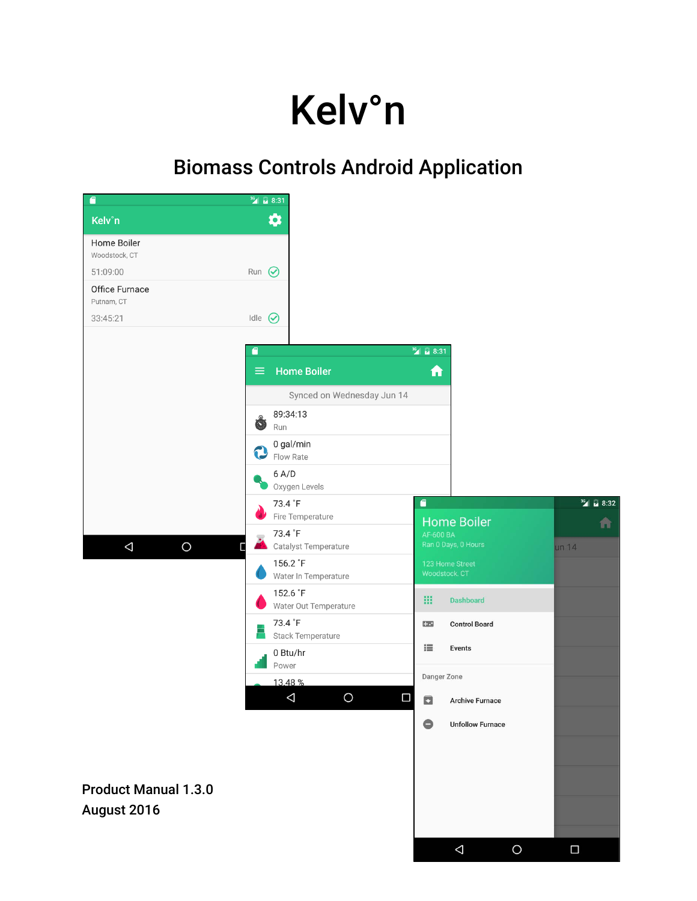# Kelv°n

## Biomass Controls Android Application

**Product Manual 1.3.0**
**August 2016**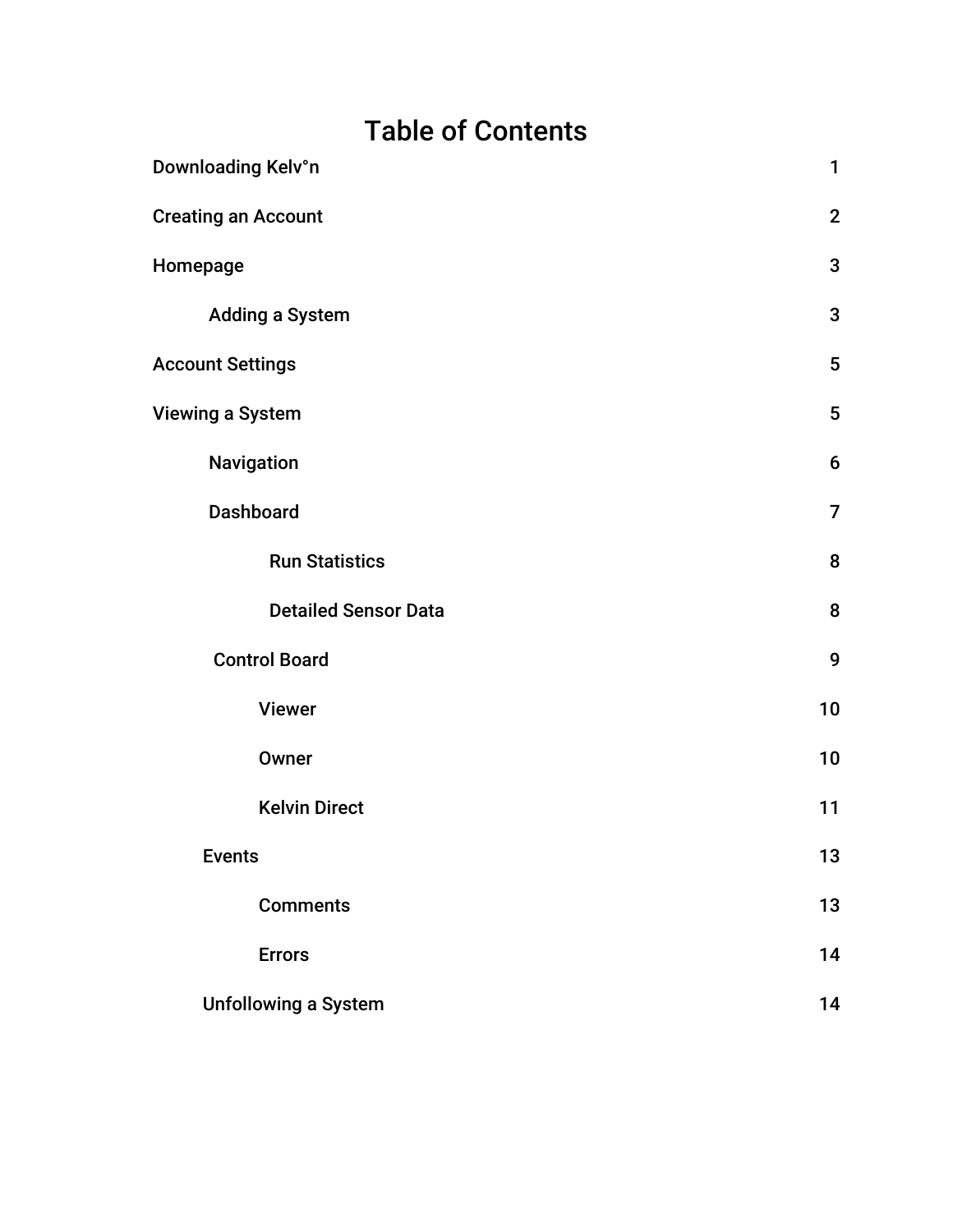# Table of Contents

| | |
|---|---|
| Downloading Kelv°n | 1 |
| Creating an Account | 2 |
| Homepage | 3 |
| Adding a System | 3 |
| Account Settings | 5 |
| Viewing a System | 5 |
| Navigation | 6 |
| Dashboard | 7 |
| Run Statistics | 8 |
| Detailed Sensor Data | 8 |
| Control Board | 9 |
| Viewer | 10 |
| Owner | 10 |
| Kelvin Direct | 11 |
| Events | 13 |
| Comments | 13 |
| Errors | 14 |
| Unfollowing a System | 14 |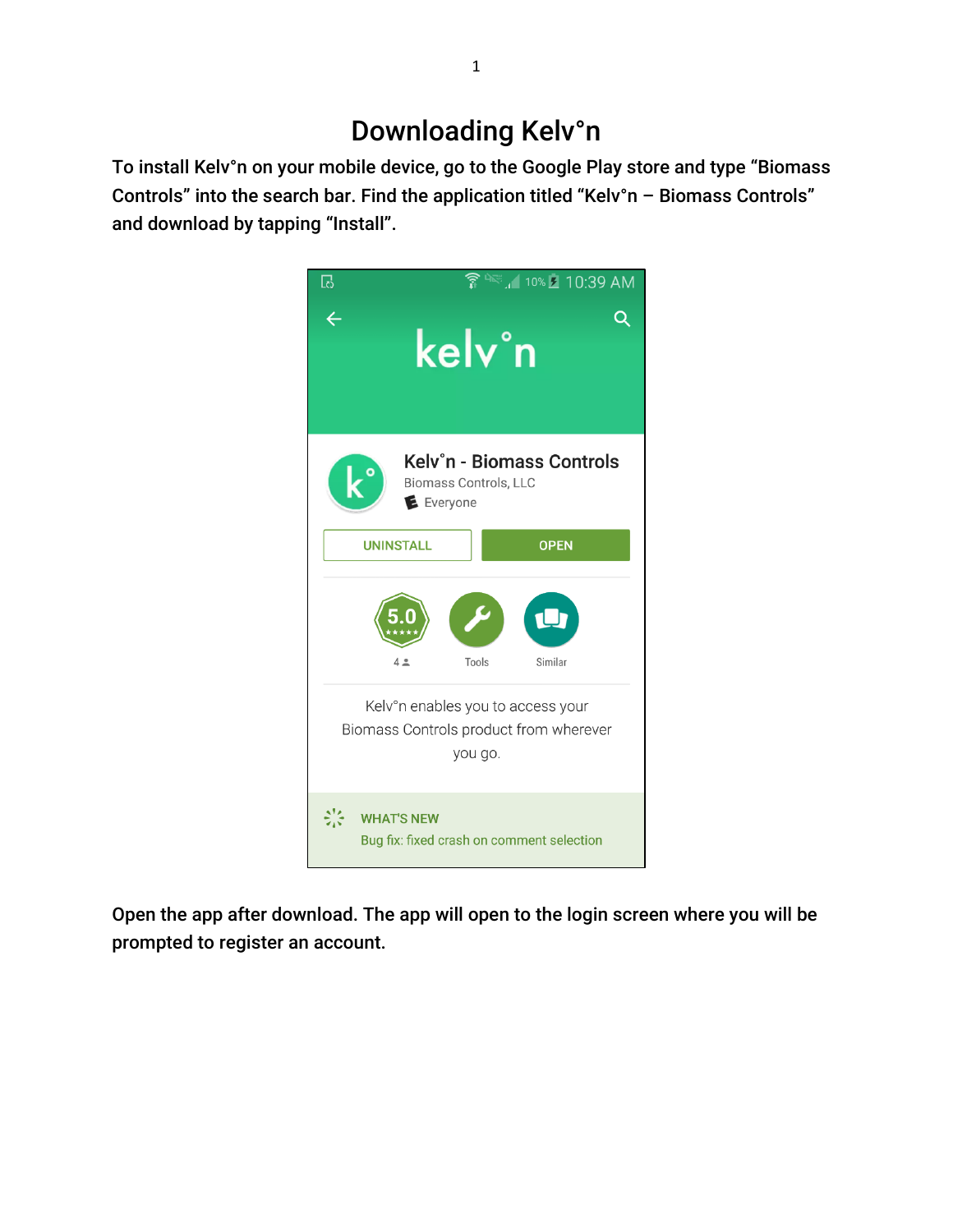# Downloading Kelv°n

**To install Kelv°n on your mobile device, go to the Google Play store and type "Biomass Controls" into the search bar. Find the application titled "Kelv°n – Biomass Controls" and download by tapping "Install".**

**Open the app after download. The app will open to the login screen where you will be prompted to register an account.**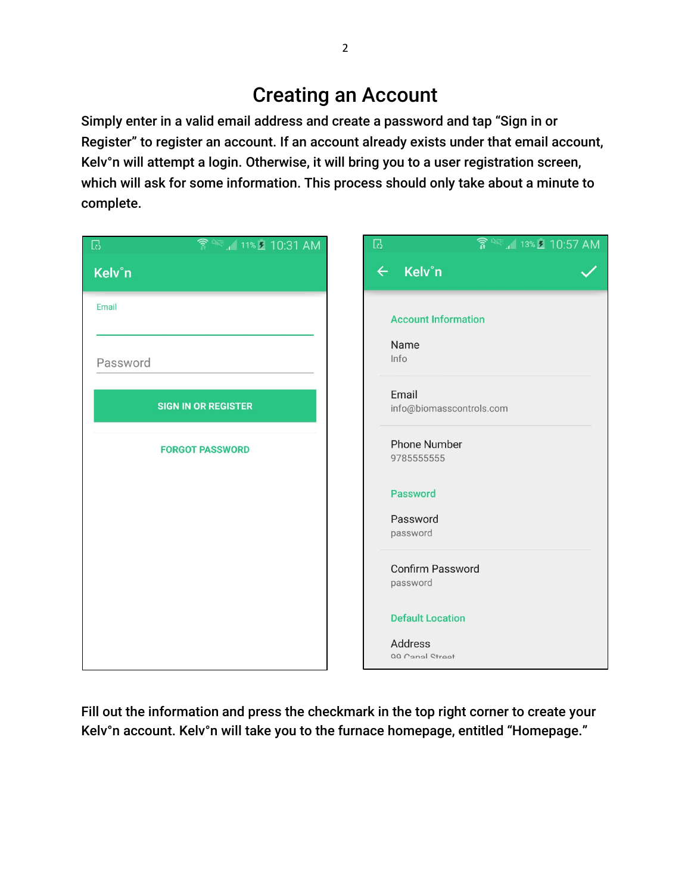# Creating an Account

Simply enter in a valid email address and create a password and tap "Sign in or Register" to register an account. If an account already exists under that email account, Kelv°n will attempt a login. Otherwise, it will bring you to a user registration screen, which will ask for some information. This process should only take about a minute to complete.

Fill out the information and press the checkmark in the top right corner to create your Kelv°n account. Kelv°n will take you to the furnace homepage, entitled "Homepage."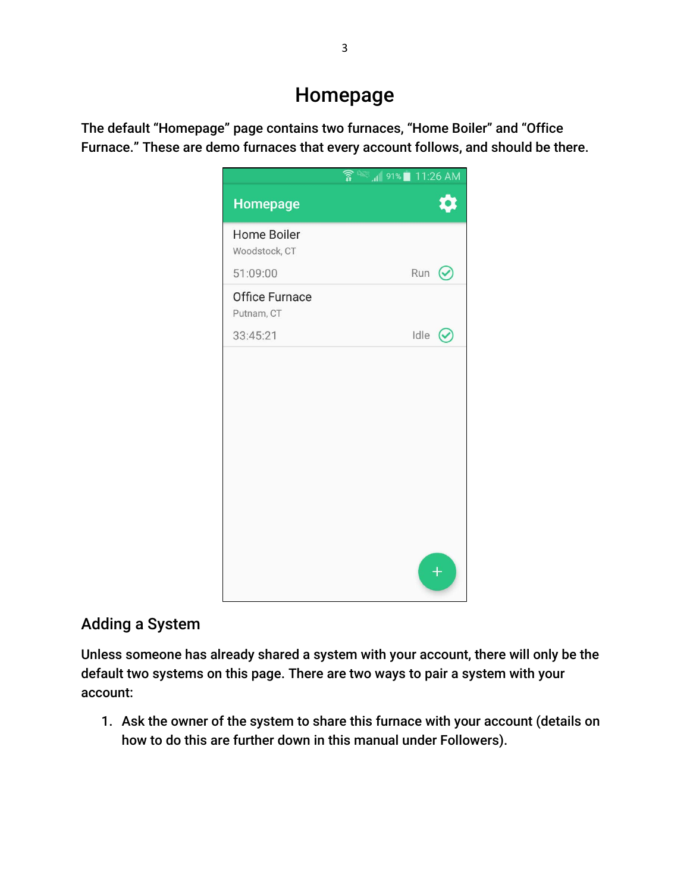# Homepage

The default "Homepage" page contains two furnaces, "Home Boiler" and "Office Furnace." These are demo furnaces that every account follows, and should be there.

## Adding a System

Unless someone has already shared a system with your account, there will only be the default two systems on this page. There are two ways to pair a system with your account:

1. Ask the owner of the system to share this furnace with your account (details on how to do this are further down in this manual under Followers).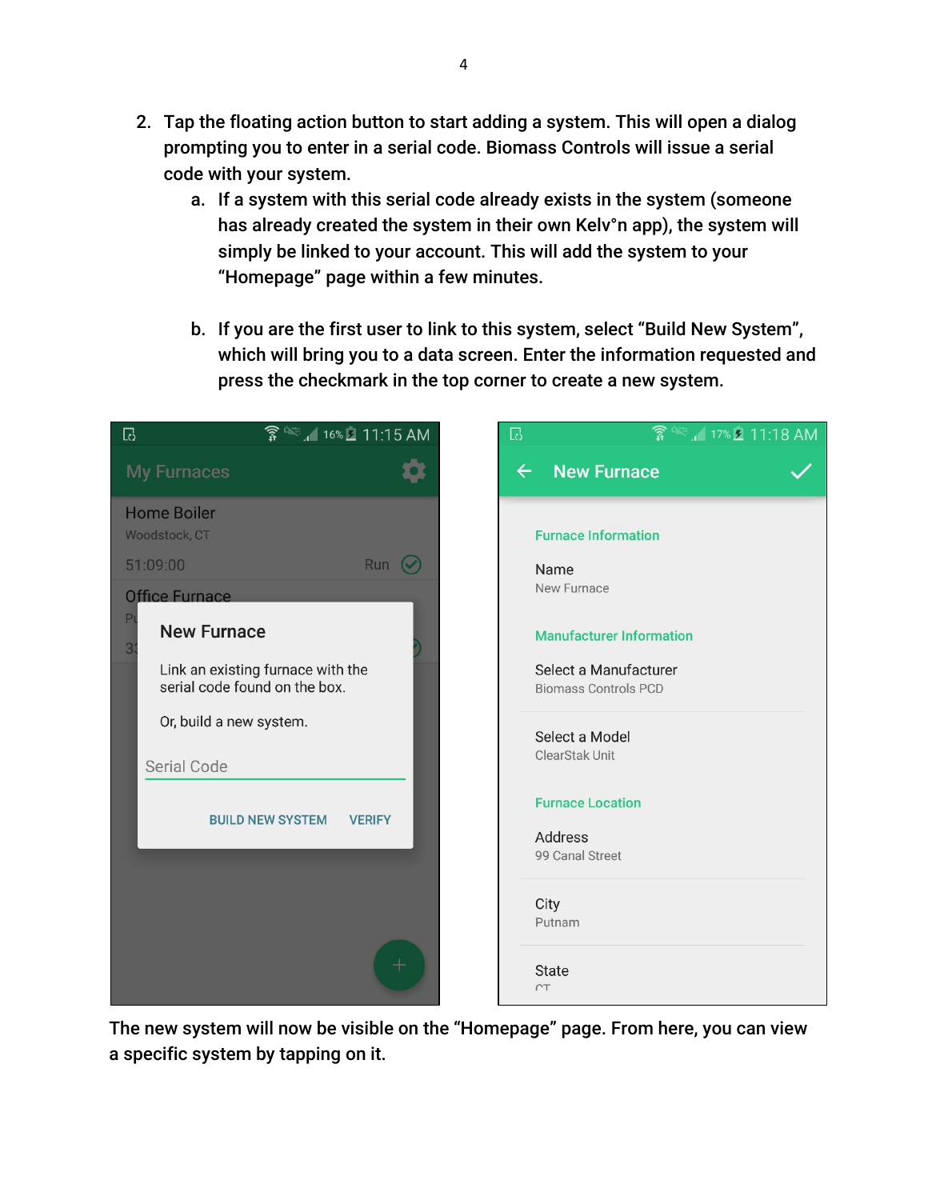2. Tap the floating action button to start adding a system. This will open a dialog prompting you to enter in a serial code. Biomass Controls will issue a serial code with your system.
    a. If a system with this serial code already exists in the system (someone has already created the system in their own Kelv°n app), the system will simply be linked to your account. This will add the system to your "Homepage" page within a few minutes.

    b. If you are the first user to link to this system, select "Build New System", which will bring you to a data screen. Enter the information requested and press the checkmark in the top corner to create a new system.

The new system will now be visible on the "Homepage" page. From here, you can view a specific system by tapping on it.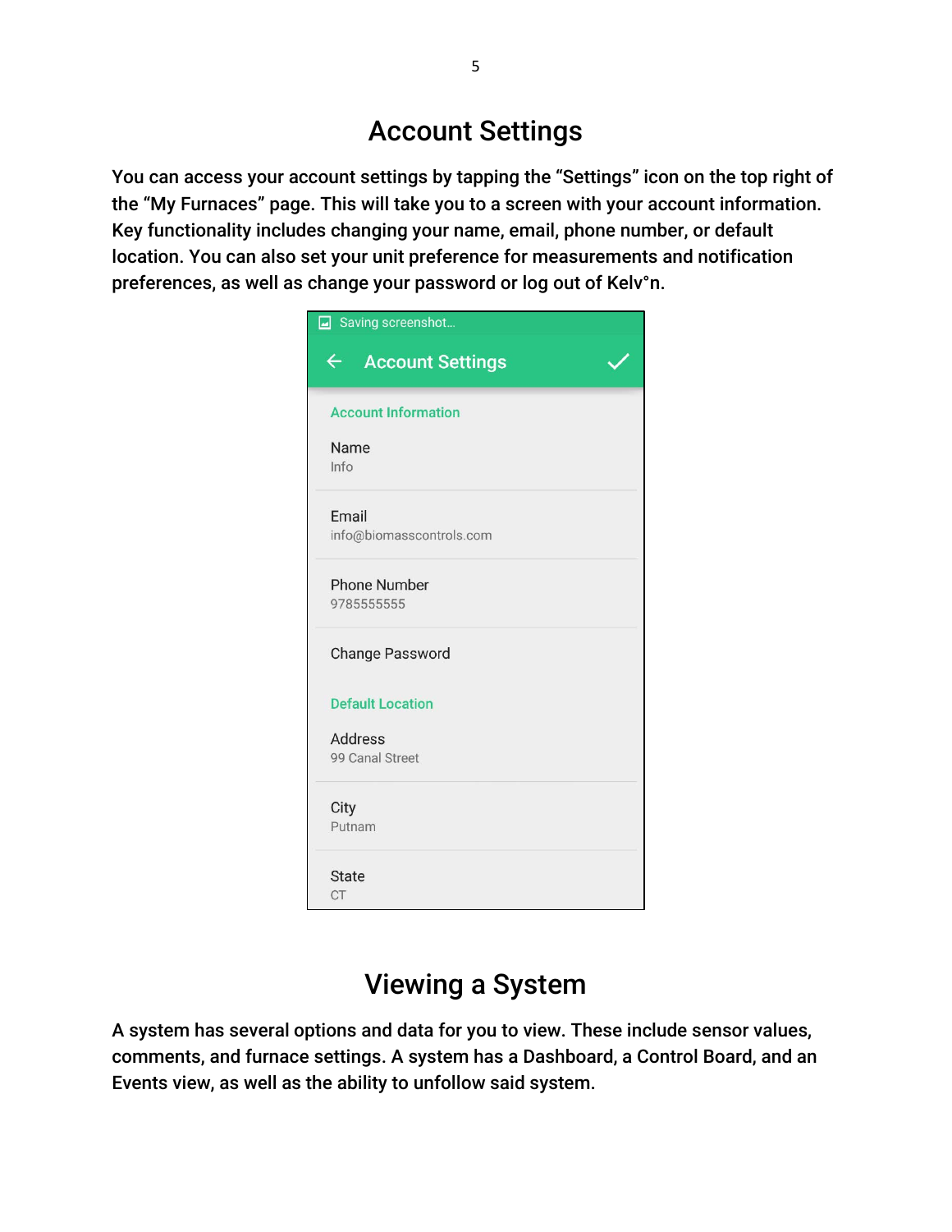## Account Settings

You can access your account settings by tapping the "Settings" icon on the top right of the "My Furnaces" page. This will take you to a screen with your account information. Key functionality includes changing your name, email, phone number, or default location. You can also set your unit preference for measurements and notification preferences, as well as change your password or log out of Kelv°n.

## Viewing a System

A system has several options and data for you to view. These include sensor values, comments, and furnace settings. A system has a Dashboard, a Control Board, and an Events view, as well as the ability to unfollow said system.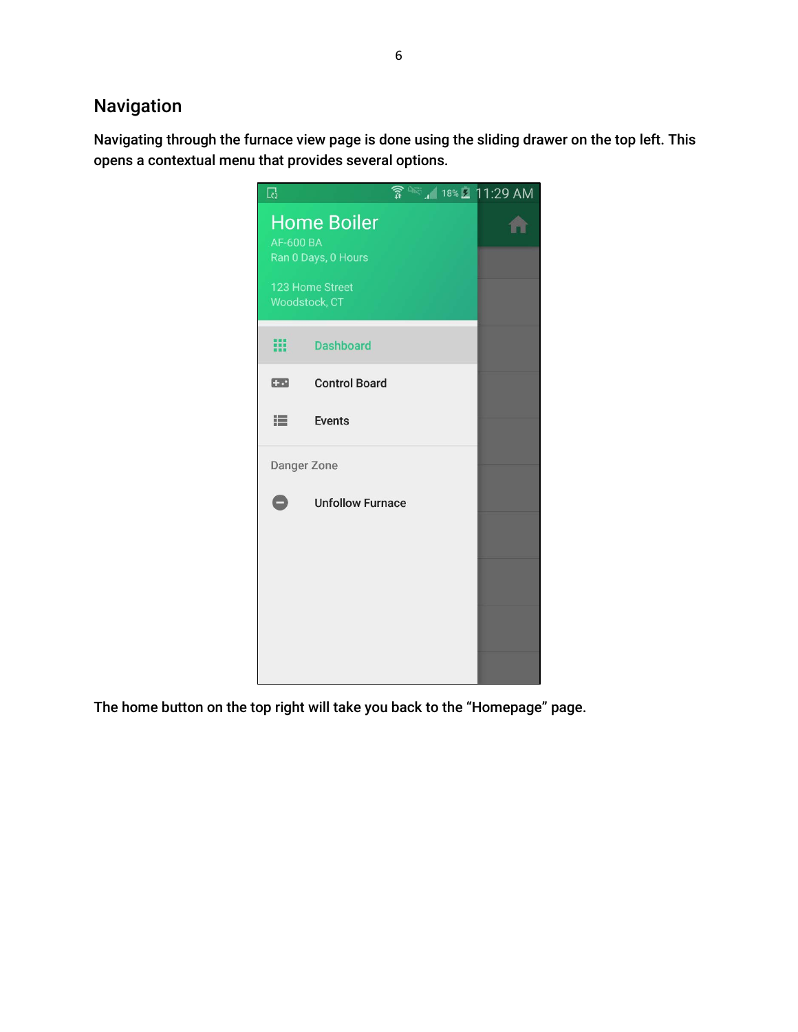## Navigation

Navigating through the furnace view page is done using the sliding drawer on the top left. This opens a contextual menu that provides several options.

The home button on the top right will take you back to the "Homepage" page.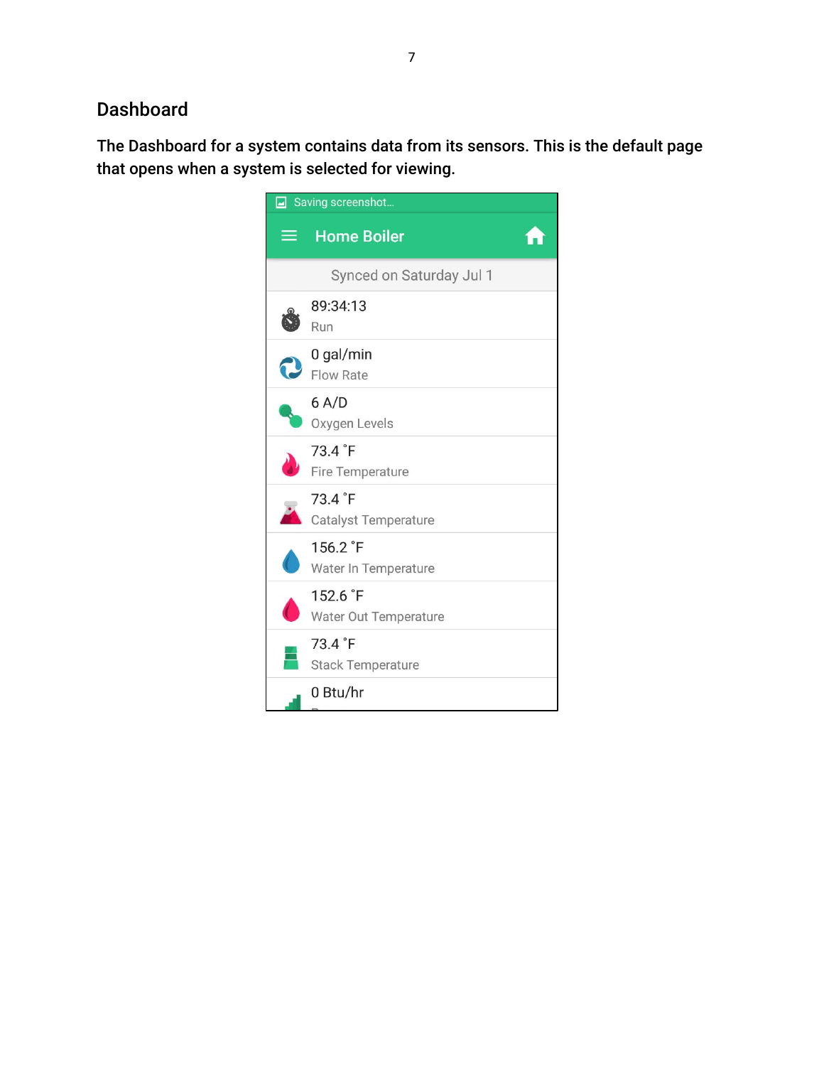## Dashboard

The Dashboard for a system contains data from its sensors. This is the default page that opens when a system is selected for viewing.

Saving screenshot...

**Home Boiler**

Synced on Saturday Jul 1

| Value | Sensor |
| --- | --- |
| 89:34:13 | Run |
| 0 gal/min | Flow Rate |
| 6 A/D | Oxygen Levels |
| 73.4 ˚F | Fire Temperature |
| 73.4 ˚F | Catalyst Temperature |
| 156.2 ˚F | Water In Temperature |
| 152.6 ˚F | Water Out Temperature |
| 73.4 ˚F | Stack Temperature |
| 0 Btu/hr | |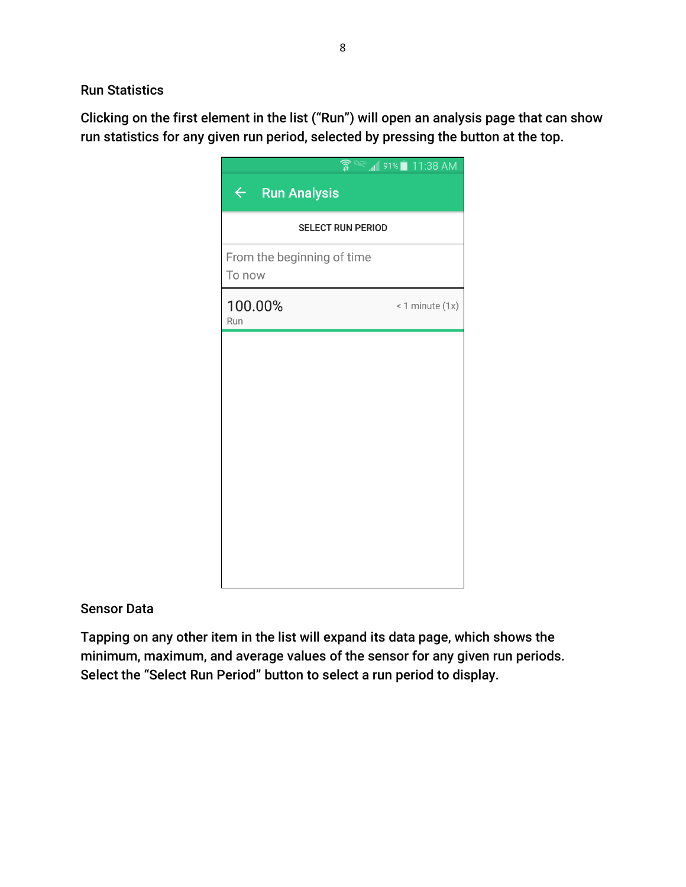## Run Statistics

Clicking on the first element in the list ("Run") will open an analysis page that can show run statistics for any given run period, selected by pressing the button at the top.

Run Analysis

SELECT RUN PERIOD

From the beginning of time
To now

100.00% < 1 minute (1x)
Run

## Sensor Data

Tapping on any other item in the list will expand its data page, which shows the minimum, maximum, and average values of the sensor for any given run periods. Select the "Select Run Period" button to select a run period to display.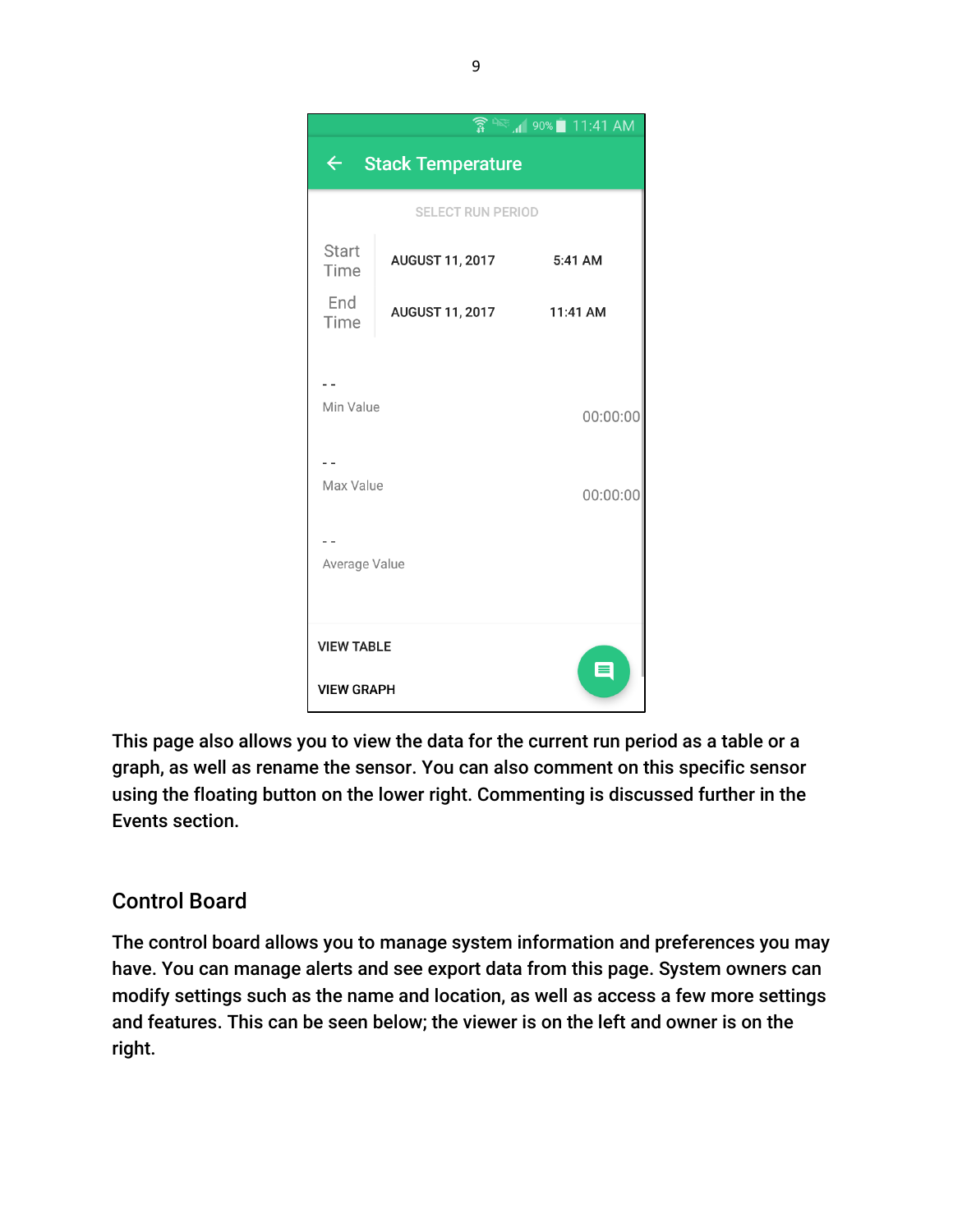Stack Temperature

SELECT RUN PERIOD

| | | |
|---|---|---|
| Start Time | AUGUST 11, 2017 | 5:41 AM |
| End Time | AUGUST 11, 2017 | 11:41 AM |

- -
Min Value 00:00:00

- -
Max Value 00:00:00

- -
Average Value

VIEW TABLE

VIEW GRAPH

This page also allows you to view the data for the current run period as a table or a graph, as well as rename the sensor. You can also comment on this specific sensor using the floating button on the lower right. Commenting is discussed further in the Events section.

## Control Board

The control board allows you to manage system information and preferences you may have. You can manage alerts and see export data from this page. System owners can modify settings such as the name and location, as well as access a few more settings and features. This can be seen below; the viewer is on the left and owner is on the right.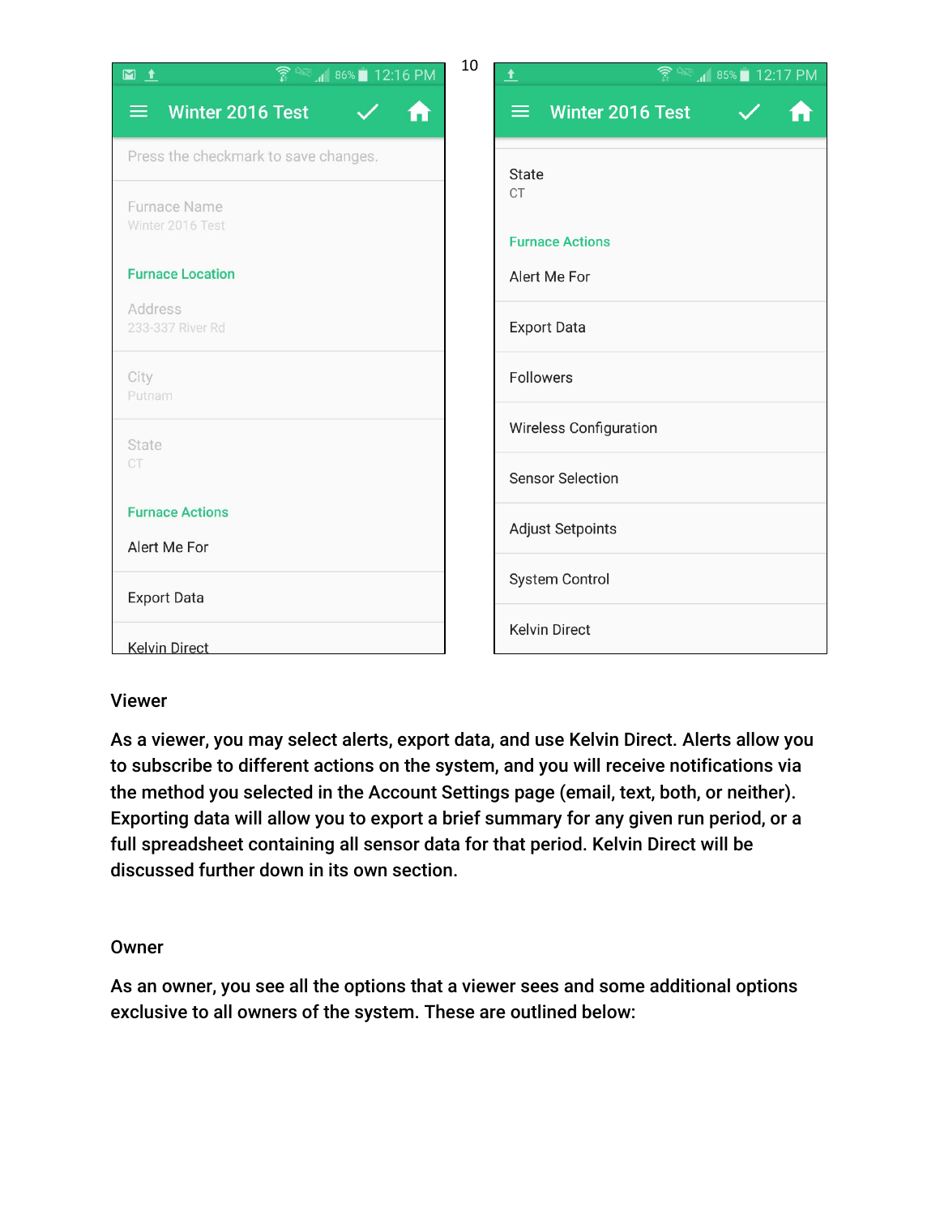Press the checkmark to save changes.

Furnace Name
Winter 2016 Test

**Furnace Location**

Address
233-337 River Rd

City
Putnam

State
CT

**Furnace Actions**

Alert Me For

Export Data

Kelvin Direct

State
CT

**Furnace Actions**

Alert Me For

Export Data

Followers

Wireless Configuration

Sensor Selection

Adjust Setpoints

System Control

Kelvin Direct

### Viewer

As a viewer, you may select alerts, export data, and use Kelvin Direct. Alerts allow you to subscribe to different actions on the system, and you will receive notifications via the method you selected in the Account Settings page (email, text, both, or neither). Exporting data will allow you to export a brief summary for any given run period, or a full spreadsheet containing all sensor data for that period. Kelvin Direct will be discussed further down in its own section.

### Owner

As an owner, you see all the options that a viewer sees and some additional options exclusive to all owners of the system. These are outlined below: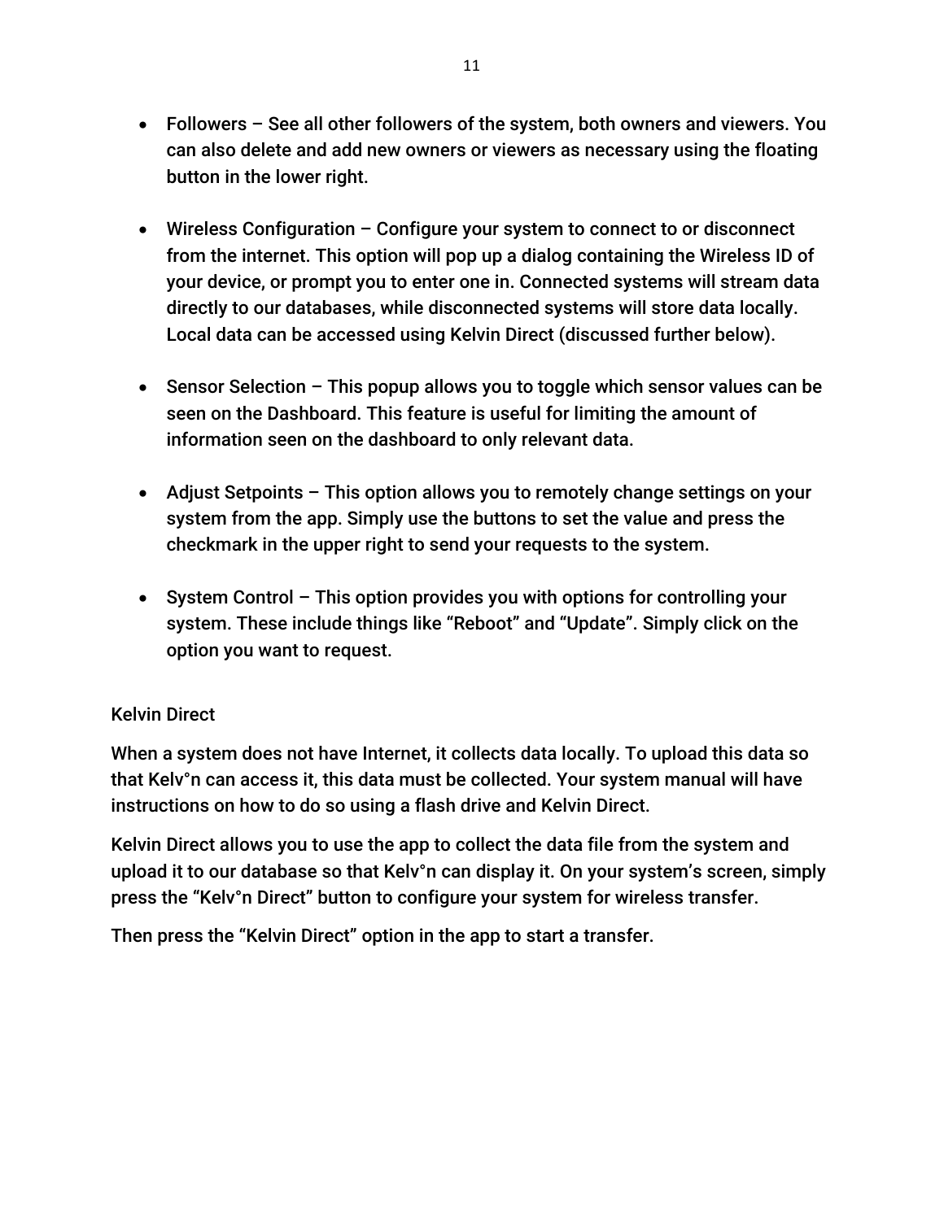- Followers – See all other followers of the system, both owners and viewers. You can also delete and add new owners or viewers as necessary using the floating button in the lower right.

- Wireless Configuration – Configure your system to connect to or disconnect from the internet. This option will pop up a dialog containing the Wireless ID of your device, or prompt you to enter one in. Connected systems will stream data directly to our databases, while disconnected systems will store data locally. Local data can be accessed using Kelvin Direct (discussed further below).

- Sensor Selection – This popup allows you to toggle which sensor values can be seen on the Dashboard. This feature is useful for limiting the amount of information seen on the dashboard to only relevant data.

- Adjust Setpoints – This option allows you to remotely change settings on your system from the app. Simply use the buttons to set the value and press the checkmark in the upper right to send your requests to the system.

- System Control – This option provides you with options for controlling your system. These include things like “Reboot” and “Update”. Simply click on the option you want to request.

## Kelvin Direct

When a system does not have Internet, it collects data locally. To upload this data so that Kelv°n can access it, this data must be collected. Your system manual will have instructions on how to do so using a flash drive and Kelvin Direct.

Kelvin Direct allows you to use the app to collect the data file from the system and upload it to our database so that Kelv°n can display it. On your system’s screen, simply press the “Kelv°n Direct” button to configure your system for wireless transfer.

Then press the “Kelvin Direct” option in the app to start a transfer.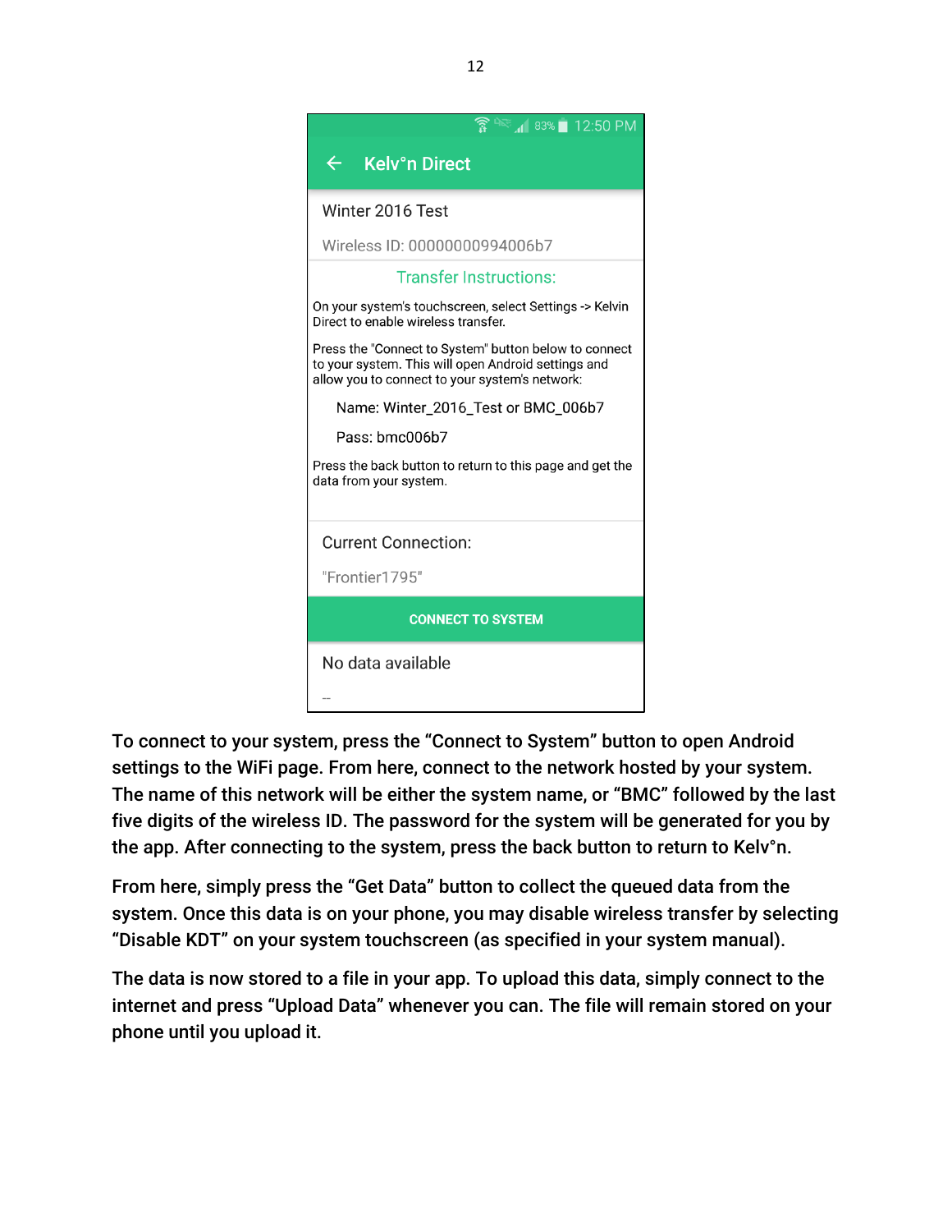Kelv°n Direct

Winter 2016 Test

Wireless ID: 00000000994006b7

Transfer Instructions:

On your system's touchscreen, select Settings -> Kelvin Direct to enable wireless transfer.

Press the "Connect to System" button below to connect to your system. This will open Android settings and allow you to connect to your system's network:

Name: Winter_2016_Test or BMC_006b7

Pass: bmc006b7

Press the back button to return to this page and get the data from your system.

Current Connection:

"Frontier1795"

CONNECT TO SYSTEM

No data available

--

To connect to your system, press the "Connect to System" button to open Android settings to the WiFi page. From here, connect to the network hosted by your system. The name of this network will be either the system name, or "BMC" followed by the last five digits of the wireless ID. The password for the system will be generated for you by the app. After connecting to the system, press the back button to return to Kelv°n.

From here, simply press the "Get Data" button to collect the queued data from the system. Once this data is on your phone, you may disable wireless transfer by selecting "Disable KDT" on your system touchscreen (as specified in your system manual).

The data is now stored to a file in your app. To upload this data, simply connect to the internet and press "Upload Data" whenever you can. The file will remain stored on your phone until you upload it.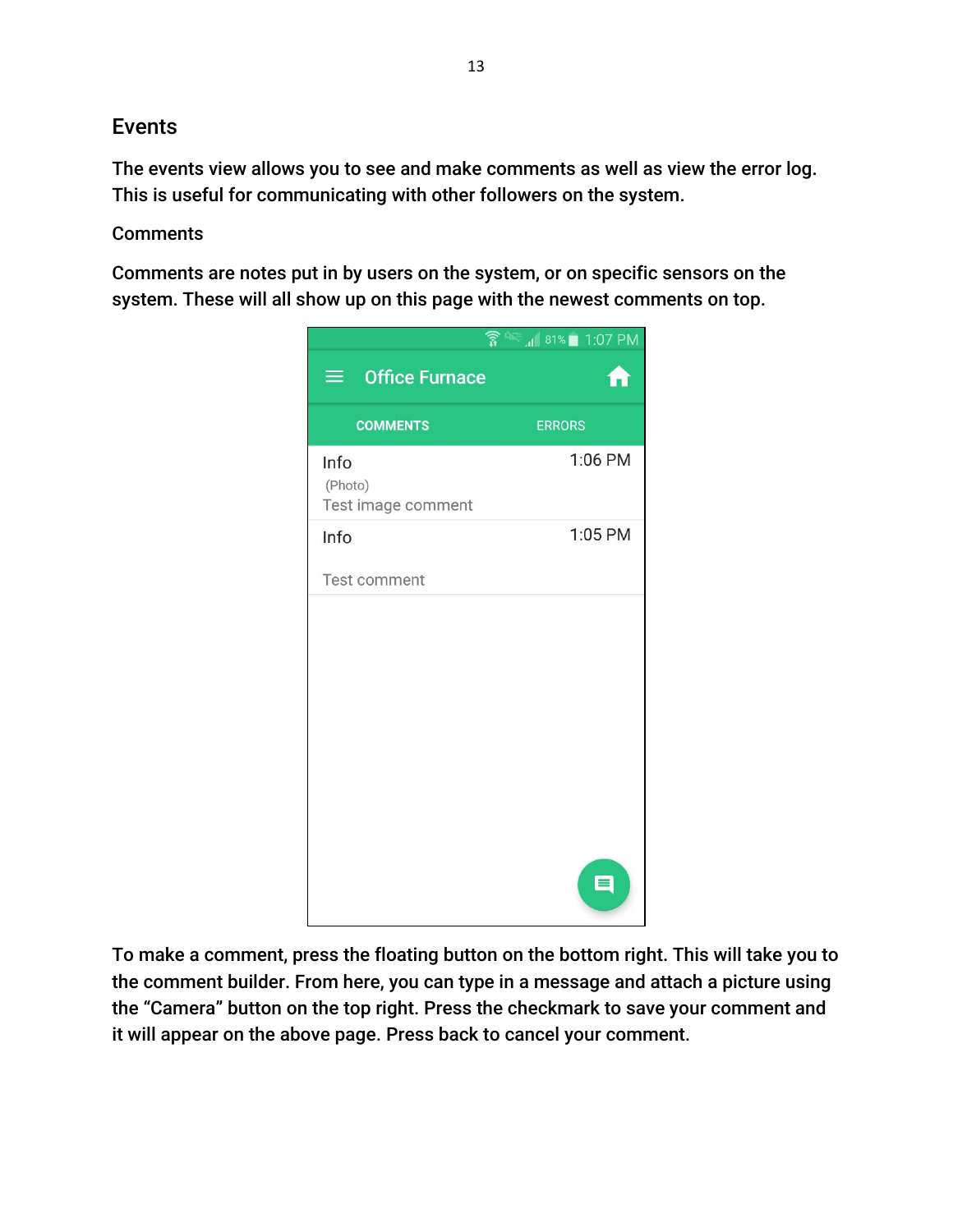## Events

The events view allows you to see and make comments as well as view the error log. This is useful for communicating with other followers on the system.

### Comments

Comments are notes put in by users on the system, or on specific sensors on the system. These will all show up on this page with the newest comments on top.

To make a comment, press the floating button on the bottom right. This will take you to the comment builder. From here, you can type in a message and attach a picture using the "Camera" button on the top right. Press the checkmark to save your comment and it will appear on the above page. Press back to cancel your comment.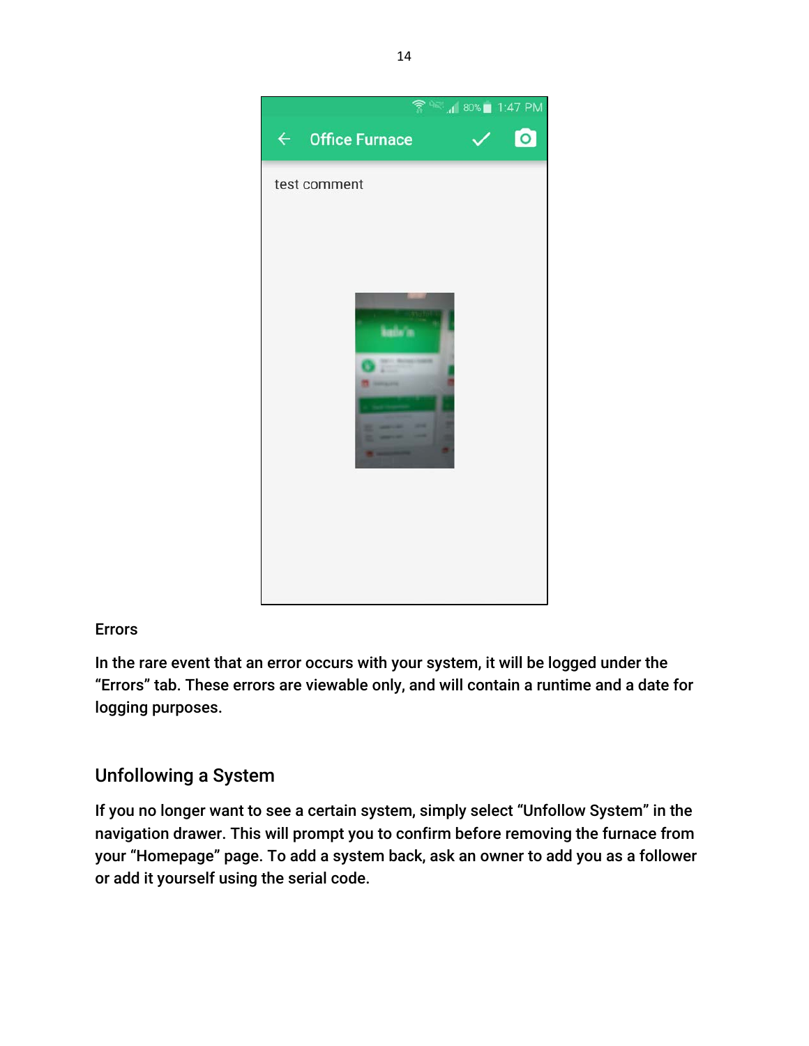Errors

In the rare event that an error occurs with your system, it will be logged under the "Errors" tab. These errors are viewable only, and will contain a runtime and a date for logging purposes.

## Unfollowing a System

If you no longer want to see a certain system, simply select "Unfollow System" in the navigation drawer. This will prompt you to confirm before removing the furnace from your "Homepage" page. To add a system back, ask an owner to add you as a follower or add it yourself using the serial code.